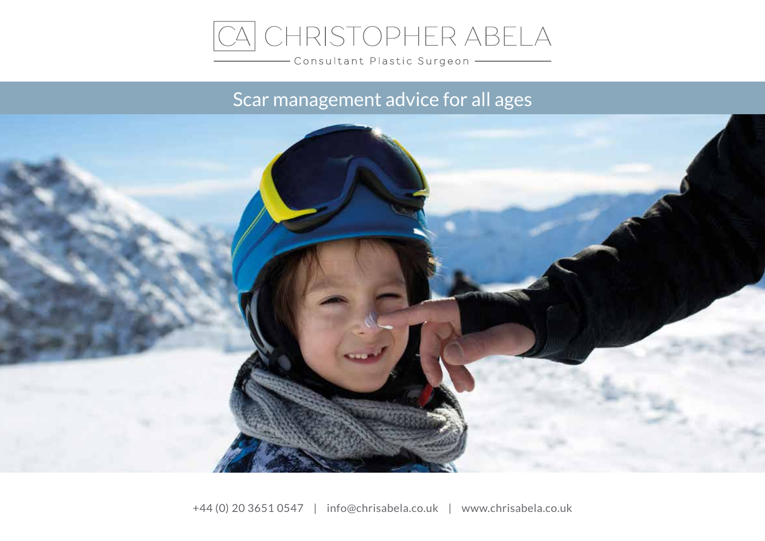# CA CHRISTOPHER ABELA

Consultant Plastic Surgeon

## Scar management advice for all ages

+44 (0) 20 3651 0547 | info@chrisabela.co.uk | www.chrisabela.co.uk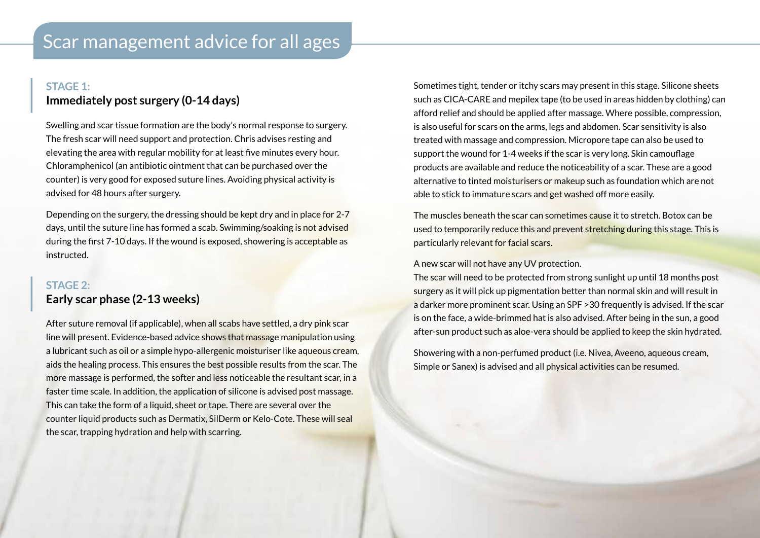# Scar management advice for all ages

## STAGE 1:
### Immediately post surgery (0-14 days)

Swelling and scar tissue formation are the body's normal response to surgery. The fresh scar will need support and protection. Chris advises resting and elevating the area with regular mobility for at least five minutes every hour. Chloramphenicol (an antibiotic ointment that can be purchased over the counter) is very good for exposed suture lines. Avoiding physical activity is advised for 48 hours after surgery.

Depending on the surgery, the dressing should be kept dry and in place for 2-7 days, until the suture line has formed a scab. Swimming/soaking is not advised during the first 7-10 days. If the wound is exposed, showering is acceptable as instructed.

## STAGE 2:
### Early scar phase (2-13 weeks)

After suture removal (if applicable), when all scabs have settled, a dry pink scar line will present. Evidence-based advice shows that massage manipulation using a lubricant such as oil or a simple hypo-allergenic moisturiser like aqueous cream, aids the healing process. This ensures the best possible results from the scar. The more massage is performed, the softer and less noticeable the resultant scar, in a faster time scale. In addition, the application of silicone is advised post massage. This can take the form of a liquid, sheet or tape. There are several over the counter liquid products such as Dermatix, SilDerm or Kelo-Cote. These will seal the scar, trapping hydration and help with scarring.

Sometimes tight, tender or itchy scars may present in this stage. Silicone sheets such as CICA-CARE and mepilex tape (to be used in areas hidden by clothing) can afford relief and should be applied after massage. Where possible, compression, is also useful for scars on the arms, legs and abdomen. Scar sensitivity is also treated with massage and compression. Micropore tape can also be used to support the wound for 1-4 weeks if the scar is very long. Skin camouflage products are available and reduce the noticeability of a scar. These are a good alternative to tinted moisturisers or makeup such as foundation which are not able to stick to immature scars and get washed off more easily.

The muscles beneath the scar can sometimes cause it to stretch. Botox can be used to temporarily reduce this and prevent stretching during this stage. This is particularly relevant for facial scars.

A new scar will not have any UV protection.
The scar will need to be protected from strong sunlight up until 18 months post surgery as it will pick up pigmentation better than normal skin and will result in a darker more prominent scar. Using an SPF >30 frequently is advised. If the scar is on the face, a wide-brimmed hat is also advised. After being in the sun, a good after-sun product such as aloe-vera should be applied to keep the skin hydrated.

Showering with a non-perfumed product (i.e. Nivea, Aveeno, aqueous cream, Simple or Sanex) is advised and all physical activities can be resumed.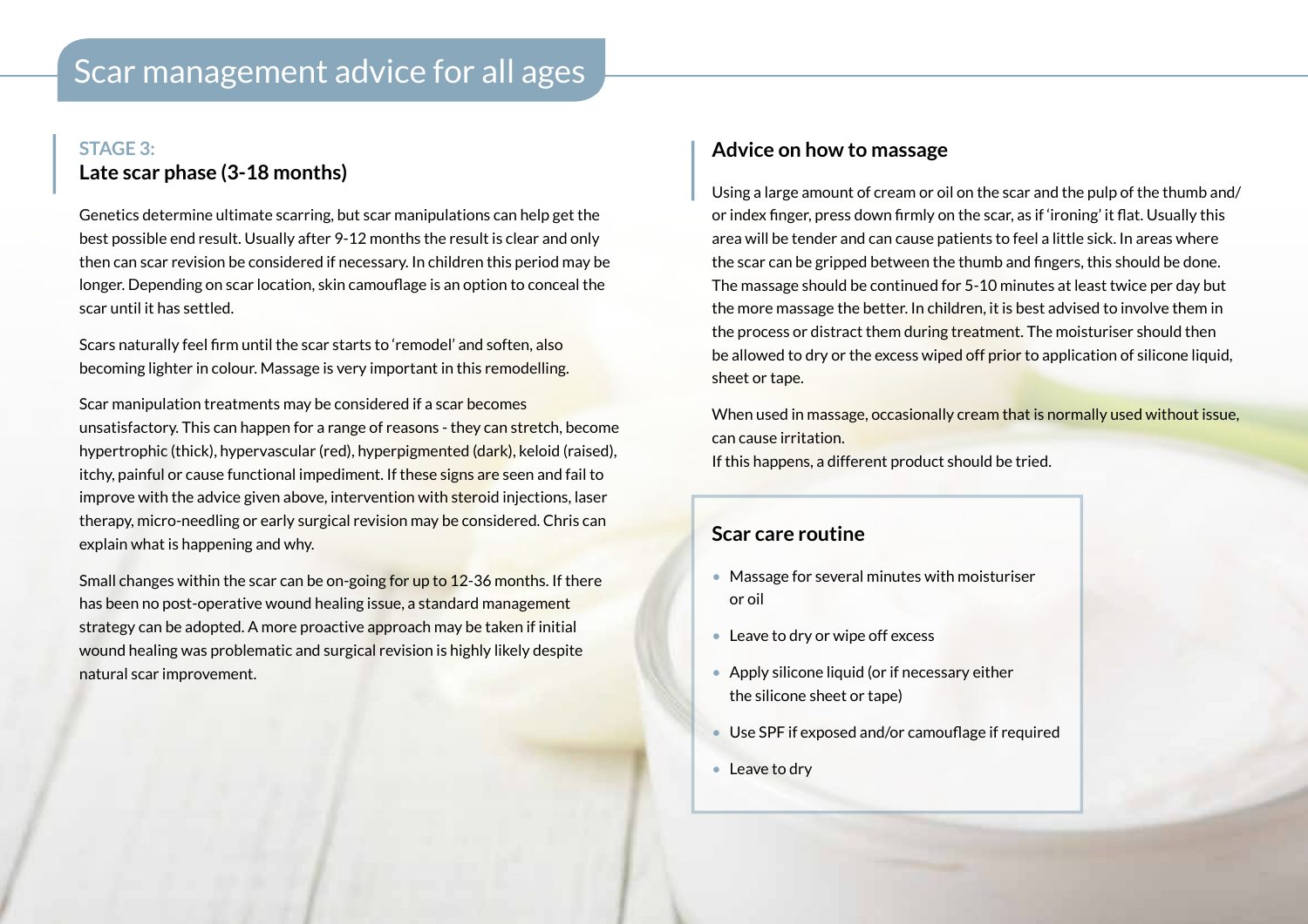# Scar management advice for all ages

## STAGE 3:
## Late scar phase (3-18 months)

Genetics determine ultimate scarring, but scar manipulations can help get the best possible end result. Usually after 9-12 months the result is clear and only then can scar revision be considered if necessary. In children this period may be longer. Depending on scar location, skin camouflage is an option to conceal the scar until it has settled.

Scars naturally feel firm until the scar starts to 'remodel' and soften, also becoming lighter in colour. Massage is very important in this remodelling.

Scar manipulation treatments may be considered if a scar becomes unsatisfactory. This can happen for a range of reasons - they can stretch, become hypertrophic (thick), hypervascular (red), hyperpigmented (dark), keloid (raised), itchy, painful or cause functional impediment. If these signs are seen and fail to improve with the advice given above, intervention with steroid injections, laser therapy, micro-needling or early surgical revision may be considered. Chris can explain what is happening and why.

Small changes within the scar can be on-going for up to 12-36 months. If there has been no post-operative wound healing issue, a standard management strategy can be adopted. A more proactive approach may be taken if initial wound healing was problematic and surgical revision is highly likely despite natural scar improvement.

## Advice on how to massage

Using a large amount of cream or oil on the scar and the pulp of the thumb and/or index finger, press down firmly on the scar, as if 'ironing' it flat. Usually this area will be tender and can cause patients to feel a little sick. In areas where the scar can be gripped between the thumb and fingers, this should be done. The massage should be continued for 5-10 minutes at least twice per day but the more massage the better. In children, it is best advised to involve them in the process or distract them during treatment. The moisturiser should then be allowed to dry or the excess wiped off prior to application of silicone liquid, sheet or tape.

When used in massage, occasionally cream that is normally used without issue, can cause irritation.
If this happens, a different product should be tried.

### Scar care routine

- Massage for several minutes with moisturiser or oil
- Leave to dry or wipe off excess
- Apply silicone liquid (or if necessary either the silicone sheet or tape)
- Use SPF if exposed and/or camouflage if required
- Leave to dry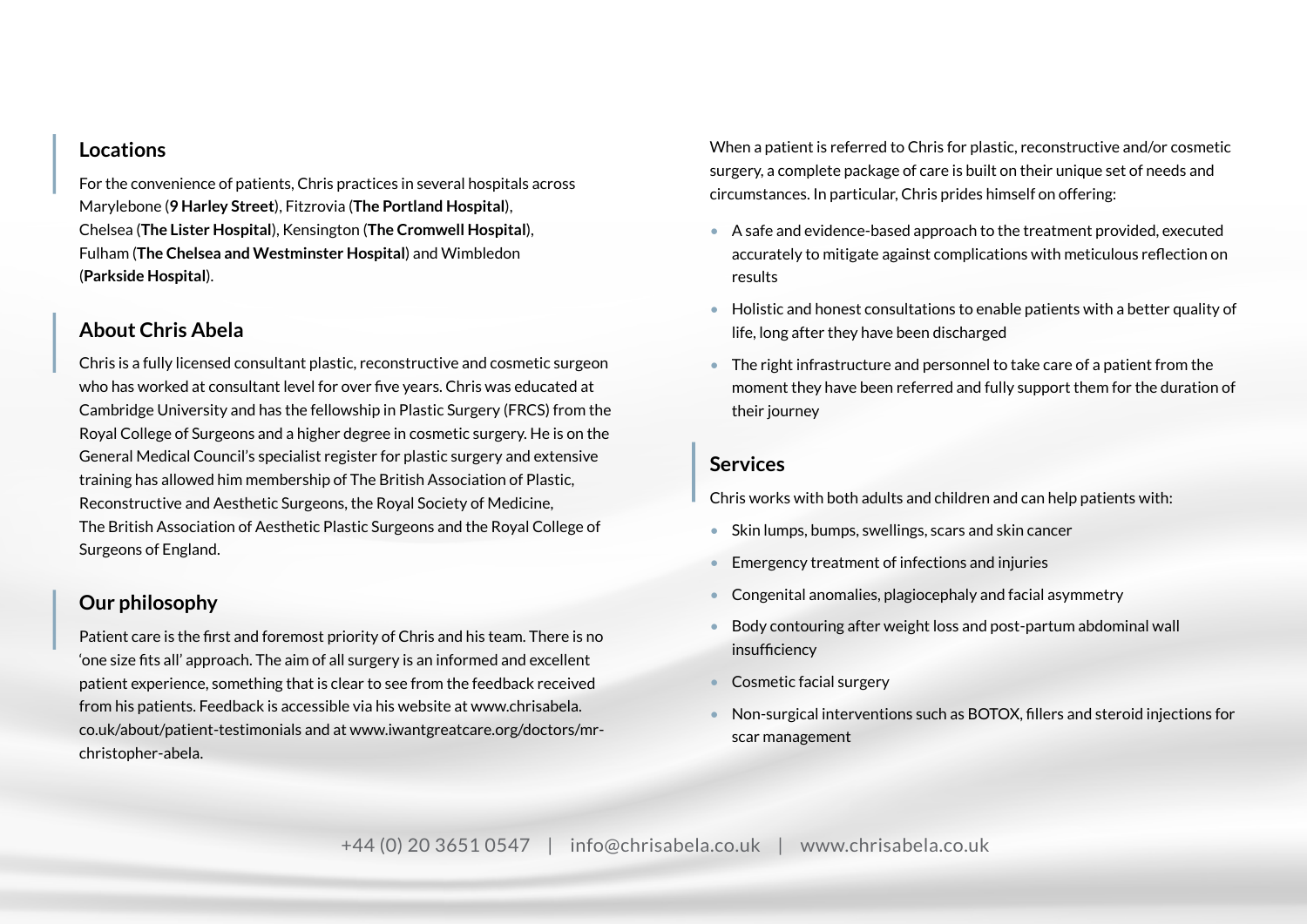## Locations

For the convenience of patients, Chris practices in several hospitals across Marylebone (**9 Harley Street**), Fitzrovia (**The Portland Hospital**), Chelsea (**The Lister Hospital**), Kensington (**The Cromwell Hospital**), Fulham (**The Chelsea and Westminster Hospital**) and Wimbledon (**Parkside Hospital**).

## About Chris Abela

Chris is a fully licensed consultant plastic, reconstructive and cosmetic surgeon who has worked at consultant level for over five years. Chris was educated at Cambridge University and has the fellowship in Plastic Surgery (FRCS) from the Royal College of Surgeons and a higher degree in cosmetic surgery. He is on the General Medical Council's specialist register for plastic surgery and extensive training has allowed him membership of The British Association of Plastic, Reconstructive and Aesthetic Surgeons, the Royal Society of Medicine, The British Association of Aesthetic Plastic Surgeons and the Royal College of Surgeons of England.

## Our philosophy

Patient care is the first and foremost priority of Chris and his team. There is no 'one size fits all' approach. The aim of all surgery is an informed and excellent patient experience, something that is clear to see from the feedback received from his patients. Feedback is accessible via his website at www.chrisabela.co.uk/about/patient-testimonials and at www.iwantgreatcare.org/doctors/mr-christopher-abela.

When a patient is referred to Chris for plastic, reconstructive and/or cosmetic surgery, a complete package of care is built on their unique set of needs and circumstances. In particular, Chris prides himself on offering:

- A safe and evidence-based approach to the treatment provided, executed accurately to mitigate against complications with meticulous reflection on results
- Holistic and honest consultations to enable patients with a better quality of life, long after they have been discharged
- The right infrastructure and personnel to take care of a patient from the moment they have been referred and fully support them for the duration of their journey

## Services

Chris works with both adults and children and can help patients with:

- Skin lumps, bumps, swellings, scars and skin cancer
- Emergency treatment of infections and injuries
- Congenital anomalies, plagiocephaly and facial asymmetry
- Body contouring after weight loss and post-partum abdominal wall insufficiency
- Cosmetic facial surgery
- Non-surgical interventions such as BOTOX, fillers and steroid injections for scar management

+44 (0) 20 3651 0547 | info@chrisabela.co.uk | www.chrisabela.co.uk